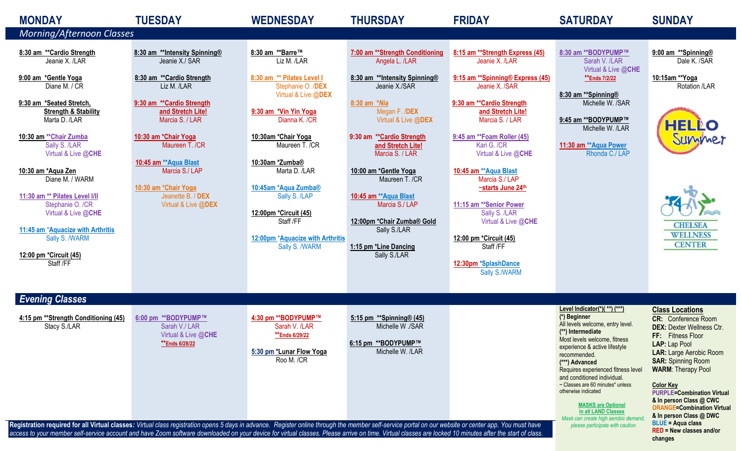# Morning/Afternoon Classes

## MONDAY

**8:30 am \*\*Cardio Strength**
Jeanie X. /LAR

**9:00 am \*Gentle Yoga**
Diane M. / CR

**9:30 am \*Seated Stretch, Strength & Stability**
Marta D. /LAR

**10:30 am \*\*Chair Zumba**
Sally S. /LAR
Virtual & Live @CHE

**10:30 am \*Aqua Zen**
Diane M. / WARM

**11:30 am \*\* Pilates Level I/II**
Stephanie O. /CR
Virtual & Live @CHE

**11:45 am \*Aquacize with Arthritis**
Sally S. /WARM

**12:00 pm \*Circuit (45)**
Staff /FF

## TUESDAY

**8:30 am \*\*Intensity Spinning®**
Jeanie X./ SAR

**8:30 am \*\*Cardio Strength**
Liz M. /LAR

**9:30 am \*\*Cardio Strength and Stretch Lite!**
Marcia S. / LAR

**10:30 am \*Chair Yoga**
Maureen T. /CR

**10:45 am \*\*Aqua Blast**
Marcia S./ LAP

**10:30 am \*Chair Yoga**
Jeanette B. / DEX
Virtual & Live @DEX

## WEDNESDAY

**8:30 am \*\*Barre™**
Liz M. /LAR

**8:30 am \*\* Pilates Level I**
Stephanie O. /DEX
Virtual & Live @DEX

**9:30 am \*Vin Yin Yoga**
Dianna K. /CR

**10:30am \*Chair Yoga**
Maureen T. /CR

**10:30am \*Zumba®**
Marta D. /LAR

**10:45am \*Aqua Zumba®**
Sally S. /LAP

**12:00pm \*Circuit (45)**
Staff /FF

**12:00pm \*Aquacize with Arthritis**
Sally S. /WARM

## THURSDAY

**7:00 am \*\*Strength Conditioning**
Angela L. /LAR

**8:30 am \*\*Intensity Spinning®**
Jeanie X./SAR

**8:30 am \*Nia**
Megan F. /DEX
Virtual & Live @DEX

**9:30 am \*\*Cardio Strength and Stretch Lite!**
Marcia S. / LAR

**10:00 am \*Gentle Yoga**
Maureen T. /CR

**10:45 am \*\*Aqua Blast**
Marcia S./ LAP

**12:00pm \*Chair Zumba® Gold**
Sally S./LAR

**1:15 pm \*Line Dancing**
Sally S./LAR

## FRIDAY

**8:15 am \*\*Strength Express (45)**
Jeanie X. /LAR

**9:15 am \*\*Spinning® Express (45)**
Jeanie X. /SAR

**9:30 am \*\*Cardio Strength and Stretch Lite!**
Marcia S. / LAR

**9:45 am \*\*Foam Roller (45)**
Kari G. /CR
Virtual & Live @CHE

**10:45 am \*\*Aqua Blast**
Marcia S./ LAP
~starts June 24th

**11:15 am \*\*Senior Power**
Sally S. /LAR
Virtual & Live @CHE

**12:00 pm \*Circuit (45)**
Staff /FF

**12:30pm \*SplashDance**
Sally S./WARM

## SATURDAY

**8:30 am \*\*BODYPUMP™**
Sarah V. /LAR
Virtual & Live @CHE
\*\*Ends 7/2/22

**8:30 am \*\*Spinning®**
Michelle W. /SAR

**9:45 am \*\*BODYPUMP™**
Michelle W. /LAR

**11:30 am \*\*Aqua Power**
Rhonda C./ LAP

## SUNDAY

**9:00 am \*\*Spinning®**
Dale K. /SAR

**10:15am \*\*Yoga**
Rotation /LAR

HELLO Summer

CHELSEA WELLNESS CENTER

# Evening Classes

## MONDAY

**4:15 pm \*\*Strength Conditioning (45)**
Stacy S./LAR

## TUESDAY

**6:00 pm \*\*BODYPUMP™**
Sarah V./ LAR
Virtual & Live @CHE
\*\*Ends 6/28/22

## WEDNESDAY

**4:30 pm \*\*BODYPUMP™**
Sarah V. /LAR
\*\*Ends 6/29/22

**5:30 pm \*Lunar Flow Yoga**
Roo M. /CR

## THURSDAY

**5:15 pm \*\*Spinning® (45)**
Michelle W ./SAR

**6:15 pm \*\*BODYPUMP™**
Michelle W. /LAR

**Registration required for all Virtual classes:** *Virtual class registration opens 5 days in advance. Register online through the member self-service portal on our website or center app. You must have access to your member self-service account and have Zoom software downloaded on your device for virtual classes. Please arrive on time. Virtual classes are locked 10 minutes after the start of class.*

**Level Indicator(\*)( \*\*) (\*\*\*)**
**(\*) Beginner**
All levels welcome, entry level.
**(\*\*) Intermediate**
Most levels welcome, fitness experience & active lifestyle recommended.
**(\*\*\*) Advanced**
Requires experienced fitness level and conditioned individual.
~ Classes are 60 minutes\* unless otherwise indicated

**MASKS are Optional in all LAND Classes**
*Mask can create high aerobic demand, please participate with caution*

**Class Locations**
**CR:** Conference Room
**DEX:** Dexter Wellness Ctr.
**FF:** Fitness Floor
**LAP:** Lap Pool
**LAR:** Large Aerobic Room
**SAR:** Spinning Room
**WARM**: Therapy Pool

**Color Key**
**PURPLE=Combination Virtual & In person Class @ CWC**
**ORANGE=Combination Virtual & In person Class @ DWC**
**BLUE = Aqua class**
**RED = New classes and/or changes**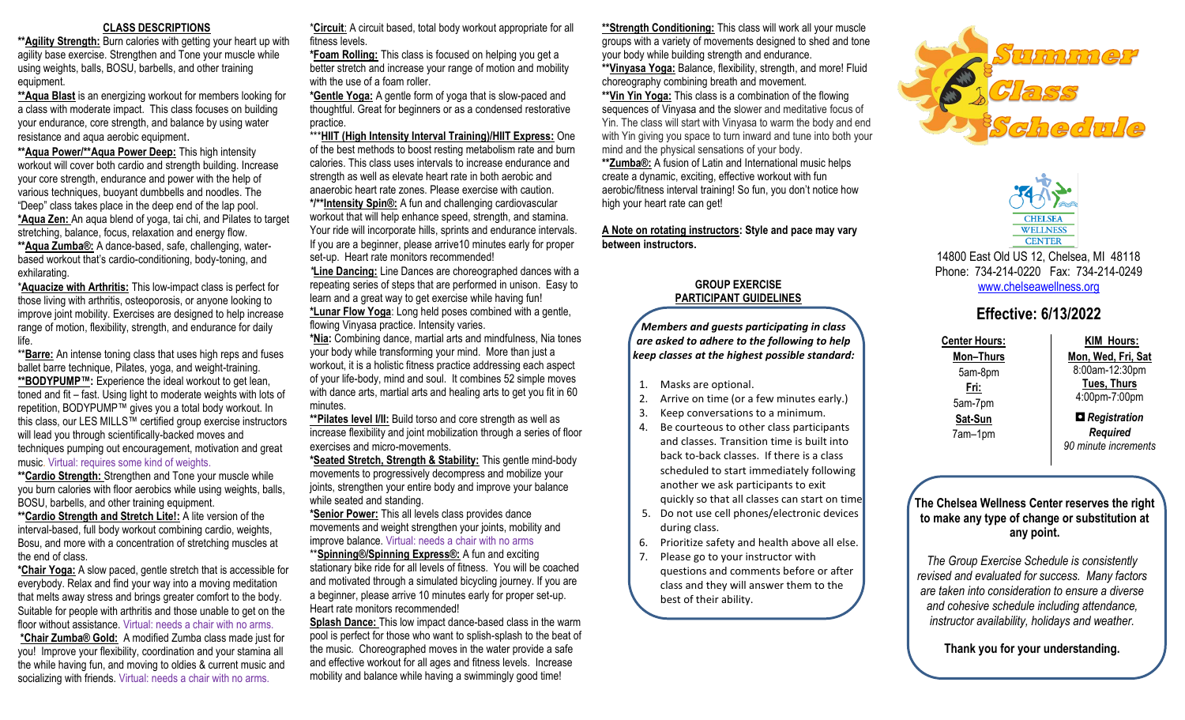## CLASS DESCRIPTIONS

****Agility Strength:** Burn calories with getting your heart up with agility base exercise. Strengthen and Tone your muscle while using weights, balls, BOSU, barbells, and other training equipment.

****Aqua Blast** is an energizing workout for members looking for a class with moderate impact. This class focuses on building your endurance, core strength, and balance by using water resistance and aqua aerobic equipment.

****Aqua Power/**Aqua Power Deep:** This high intensity workout will cover both cardio and strength building. Increase your core strength, endurance and power with the help of various techniques, buoyant dumbbells and noodles. The "Deep" class takes place in the deep end of the lap pool.

***Aqua Zen:** An aqua blend of yoga, tai chi, and Pilates to target stretching, balance, focus, relaxation and energy flow.

****Aqua Zumba®:** A dance-based, safe, challenging, water-based workout that's cardio-conditioning, body-toning, and exhilarating.

***Aquacize with Arthritis:** This low-impact class is perfect for those living with arthritis, osteoporosis, or anyone looking to improve joint mobility. Exercises are designed to help increase range of motion, flexibility, strength, and endurance for daily life.

****Barre:** An intense toning class that uses high reps and fuses ballet barre technique, Pilates, yoga, and weight-training.

****BODYPUMP™:** Experience the ideal workout to get lean, toned and fit – fast. Using light to moderate weights with lots of repetition, BODYPUMP™ gives you a total body workout. In this class, our LES MILLS™ certified group exercise instructors will lead you through scientifically-backed moves and techniques pumping out encouragement, motivation and great music. Virtual: requires some kind of weights.

****Cardio Strength:** Strengthen and Tone your muscle while you burn calories with floor aerobics while using weights, balls, BOSU, barbells, and other training equipment.

****Cardio Strength and Stretch Lite!:** A lite version of the interval-based, full body workout combining cardio, weights, Bosu, and more with a concentration of stretching muscles at the end of class.

***Chair Yoga:** A slow paced, gentle stretch that is accessible for everybody. Relax and find your way into a moving meditation that melts away stress and brings greater comfort to the body. Suitable for people with arthritis and those unable to get on the floor without assistance. Virtual: needs a chair with no arms.

***Chair Zumba® Gold:** A modified Zumba class made just for you! Improve your flexibility, coordination and your stamina all the while having fun, and moving to oldies & current music and socializing with friends. Virtual: needs a chair with no arms.

***Circuit**: A circuit based, total body workout appropriate for all fitness levels.

***Foam Rolling:** This class is focused on helping you get a better stretch and increase your range of motion and mobility with the use of a foam roller.

***Gentle Yoga:** A gentle form of yoga that is slow-paced and thoughtful. Great for beginners or as a condensed restorative practice.

*****HIIT (High Intensity Interval Training)/HIIT Express:** One of the best methods to boost resting metabolism rate and burn calories. This class uses intervals to increase endurance and strength as well as elevate heart rate in both aerobic and anaerobic heart rate zones. Please exercise with caution.

***/**Intensity Spin®:** A fun and challenging cardiovascular workout that will help enhance speed, strength, and stamina. Your ride will incorporate hills, sprints and endurance intervals. If you are a beginner, please arrive10 minutes early for proper set-up. Heart rate monitors recommended!

***Line Dancing:** Line Dances are choreographed dances with a repeating series of steps that are performed in unison. Easy to learn and a great way to get exercise while having fun!

***Lunar Flow Yoga**: Long held poses combined with a gentle, flowing Vinyasa practice. Intensity varies.

***Nia:** Combining dance, martial arts and mindfulness, Nia tones your body while transforming your mind. More than just a workout, it is a holistic fitness practice addressing each aspect of your life-body, mind and soul. It combines 52 simple moves with dance arts, martial arts and healing arts to get you fit in 60 minutes.

****Pilates level I/II:** Build torso and core strength as well as increase flexibility and joint mobilization through a series of floor exercises and micro-movements.

***Seated Stretch, Strength & Stability:** This gentle mind-body movements to progressively decompress and mobilize your joints, strengthen your entire body and improve your balance while seated and standing.

***Senior Power:** This all levels class provides dance movements and weight strengthen your joints, mobility and improve balance. Virtual: needs a chair with no arms

****Spinning®/Spinning Express®:** A fun and exciting stationary bike ride for all levels of fitness. You will be coached and motivated through a simulated bicycling journey. If you are a beginner, please arrive 10 minutes early for proper set-up. Heart rate monitors recommended!

**Splash Dance:** This low impact dance-based class in the warm pool is perfect for those who want to splish-splash to the beat of the music. Choreographed moves in the water provide a safe and effective workout for all ages and fitness levels. Increase mobility and balance while having a swimmingly good time!

****Strength Conditioning:** This class will work all your muscle groups with a variety of movements designed to shed and tone your body while building strength and endurance.

****Vinyasa Yoga:** Balance, flexibility, strength, and more! Fluid choreography combining breath and movement.

****Vin Yin Yoga:** This class is a combination of the flowing sequences of Vinyasa and the slower and meditative focus of Yin. The class will start with Vinyasa to warm the body and end with Yin giving you space to turn inward and tune into both your mind and the physical sensations of your body.

****Zumba®:** A fusion of Latin and International music helps create a dynamic, exciting, effective workout with fun aerobic/fitness interval training! So fun, you don't notice how high your heart rate can get!

**A Note on rotating instructors: Style and pace may vary between instructors.**

## GROUP EXERCISE PARTICIPANT GUIDELINES

***Members and guests participating in class are asked to adhere to the following to help keep classes at the highest possible standard:***

1. Masks are optional.
2. Arrive on time (or a few minutes early.)
3. Keep conversations to a minimum.
4. Be courteous to other class participants and classes. Transition time is built into back to-back classes. If there is a class scheduled to start immediately following another we ask participants to exit quickly so that all classes can start on time
5. Do not use cell phones/electronic devices during class.
6. Prioritize safety and health above all else.
7. Please go to your instructor with questions and comments before or after class and they will answer them to the best of their ability.

# Summer Class Schedule

CHELSEA WELLNESS CENTER

14800 East Old US 12, Chelsea, MI 48118
Phone: 734-214-0220 Fax: 734-214-0249
www.chelseawellness.org

## Effective: 6/13/2022

**Center Hours:**
**Mon–Thurs**
5am-8pm
**Fri:**
5am-7pm
**Sat-Sun**
7am–1pm

**KIM Hours:**
**Mon, Wed, Fri, Sat**
8:00am-12:30pm
**Tues, Thurs**
4:00pm-7:00pm
***Registration Required***
*90 minute increments*

**The Chelsea Wellness Center reserves the right to make any type of change or substitution at any point.**

*The Group Exercise Schedule is consistently revised and evaluated for success. Many factors are taken into consideration to ensure a diverse and cohesive schedule including attendance, instructor availability, holidays and weather.*

**Thank you for your understanding.**